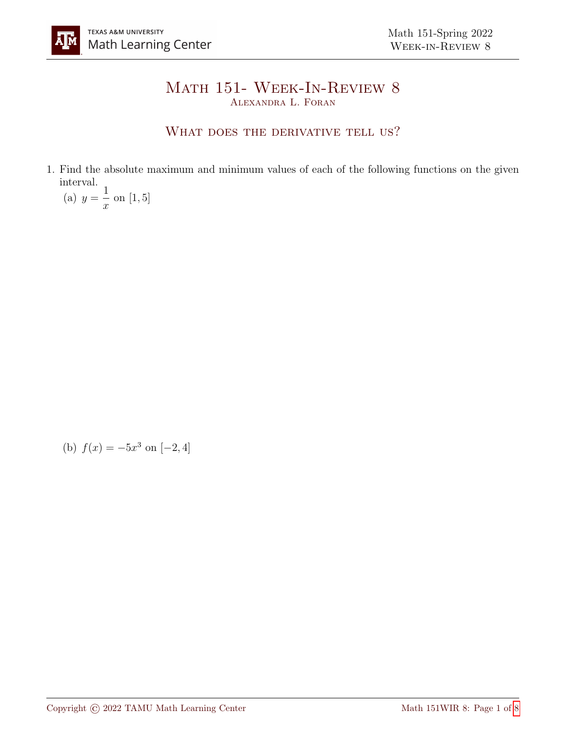# Math 151- Week-In-Review 8

Alexandra L. Foran

## What does the derivative tell us?

1. Find the absolute maximum and minimum values of each of the following functions on the given interval.

   (a) $y = \dfrac{1}{x}$ on $[1, 5]$

   (b) $f(x) = -5x^3$ on $[-2, 4]$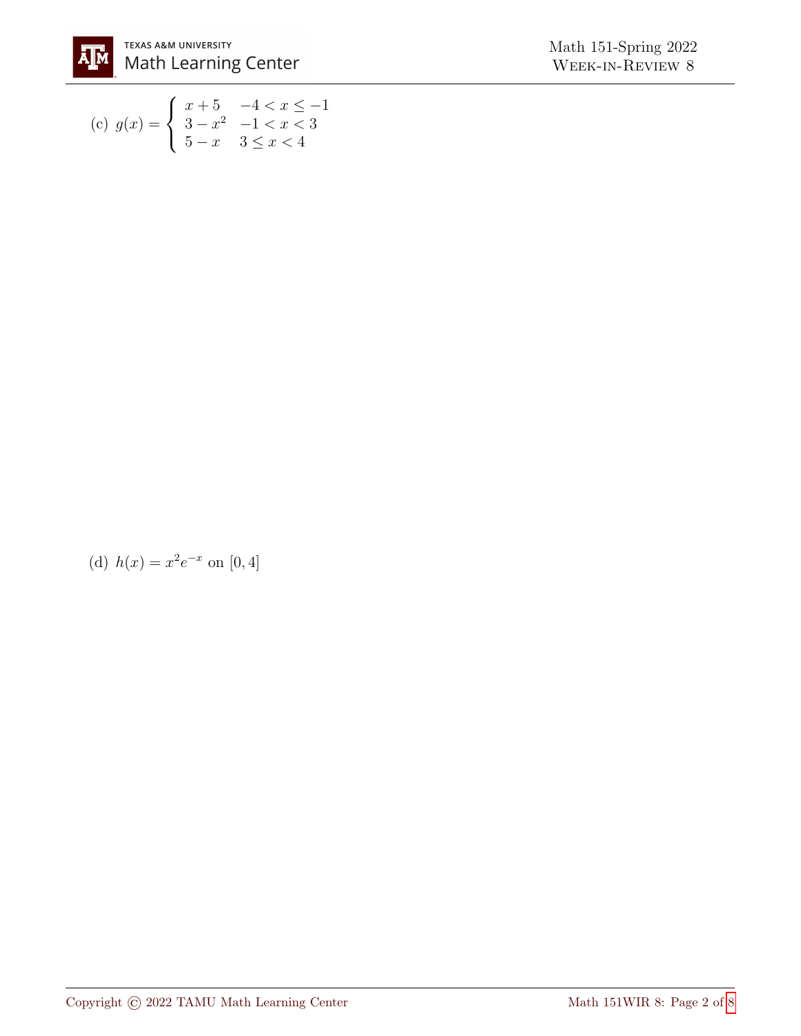(c) $g(x) = \begin{cases} x+5 & -4 < x \leq -1 \\ 3-x^2 & -1 < x < 3 \\ 5-x & 3 \leq x < 4 \end{cases}$

(d) $h(x) = x^2 e^{-x}$ on $[0, 4]$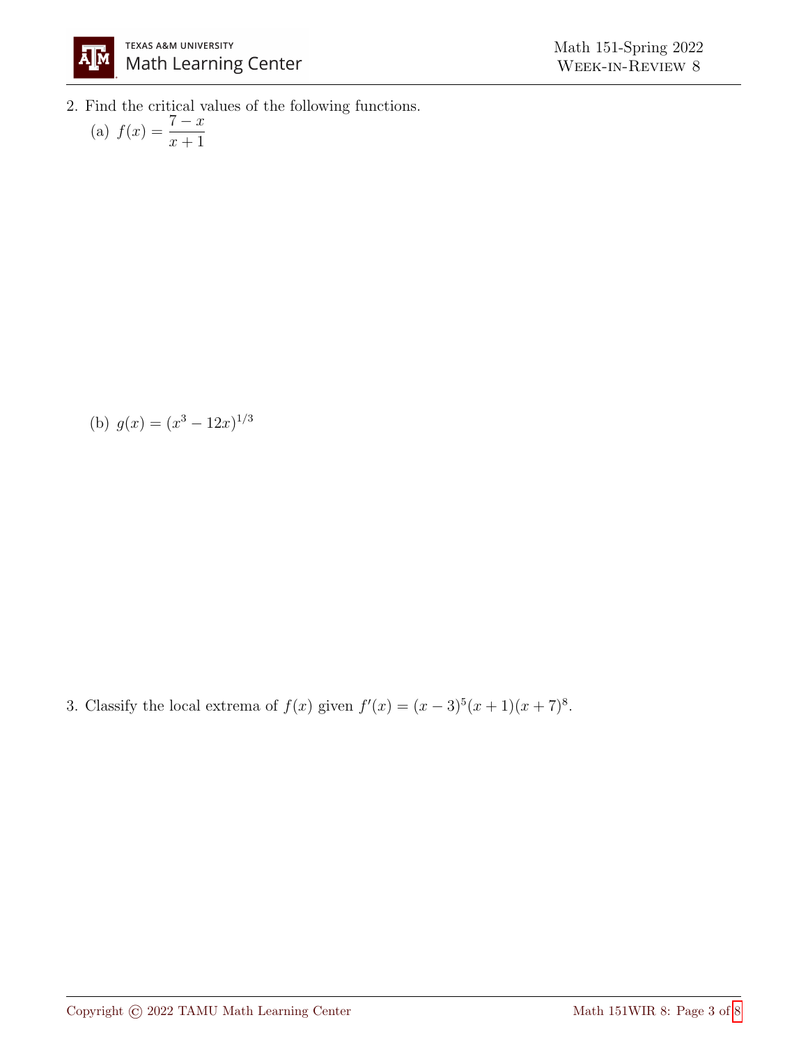2. Find the critical values of the following functions.

   (a) $f(x) = \dfrac{7-x}{x+1}$

   (b) $g(x) = (x^3 - 12x)^{1/3}$

3. Classify the local extrema of $f(x)$ given $f'(x) = (x-3)^5(x+1)(x+7)^8$.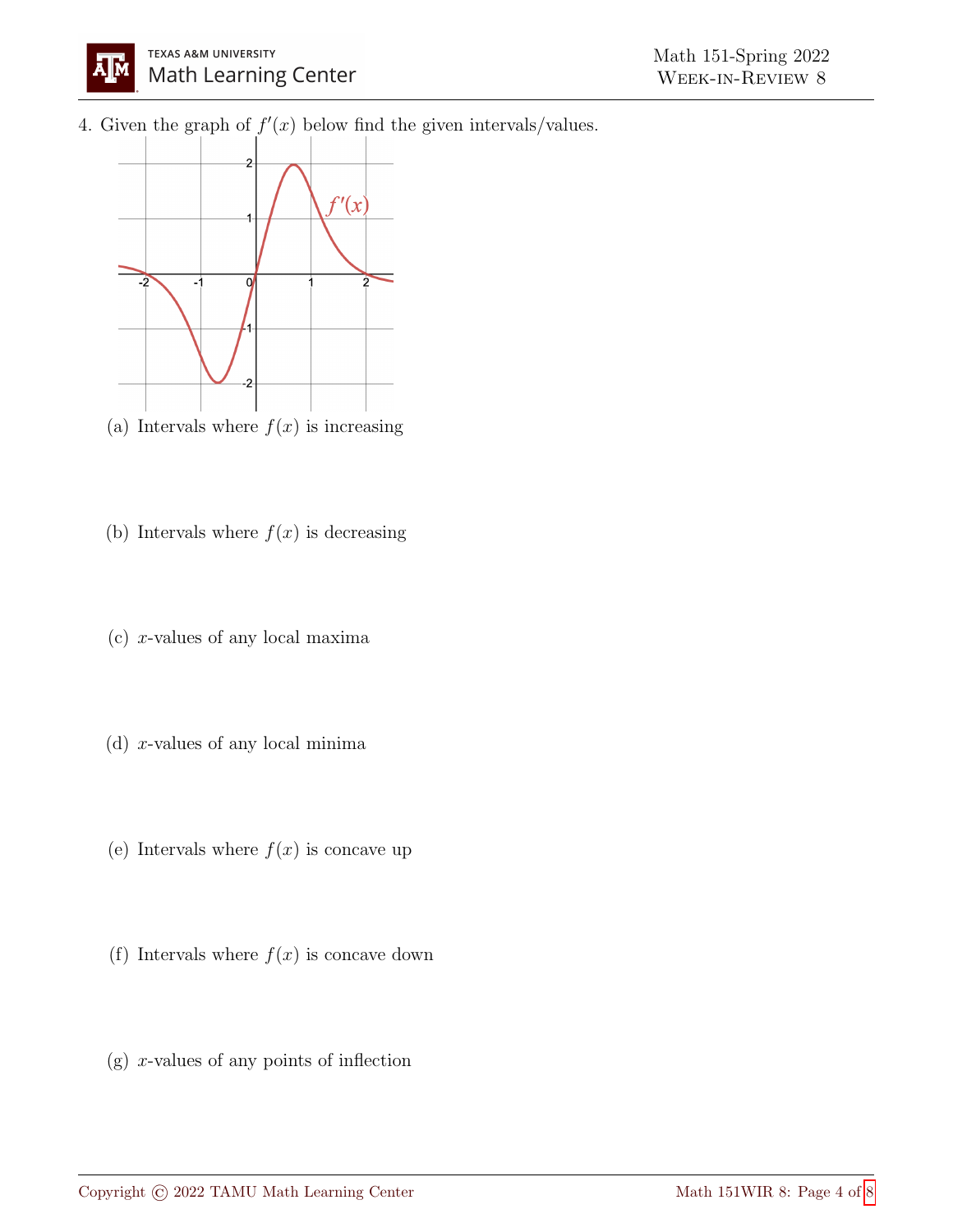4. Given the graph of $f'(x)$ below find the given intervals/values.

2
1
0
-1
-2
-2
-1
1
2
$f'(x)$

(a) Intervals where $f(x)$ is increasing

(b) Intervals where $f(x)$ is decreasing

(c) $x$-values of any local maxima

(d) $x$-values of any local minima

(e) Intervals where $f(x)$ is concave up

(f) Intervals where $f(x)$ is concave down

(g) $x$-values of any points of inflection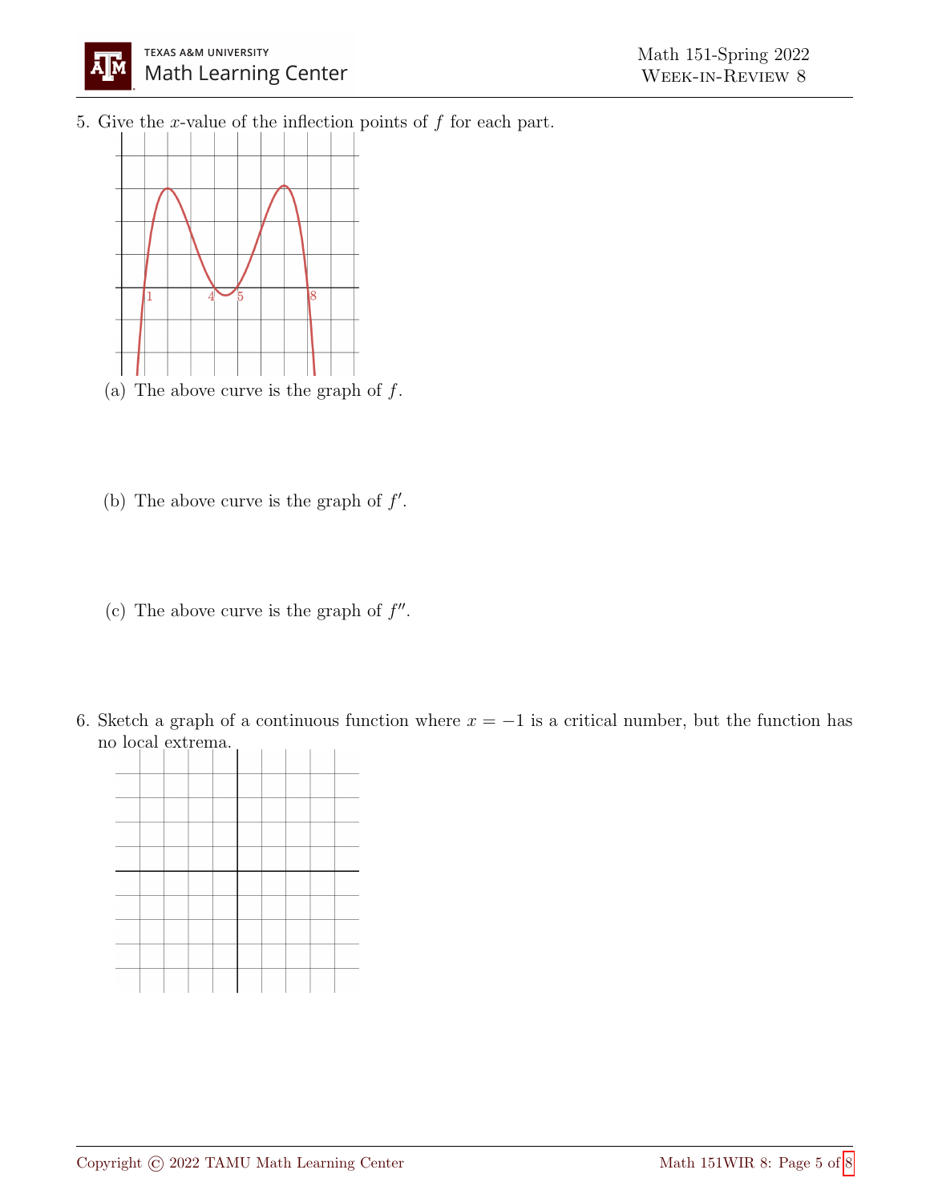5. Give the $x$-value of the inflection points of $f$ for each part.

1

4

5

8

 (a) The above curve is the graph of $f$.

 (b) The above curve is the graph of $f'$.

 (c) The above curve is the graph of $f''$.

6. Sketch a graph of a continuous function where $x = -1$ is a critical number, but the function has no local extrema.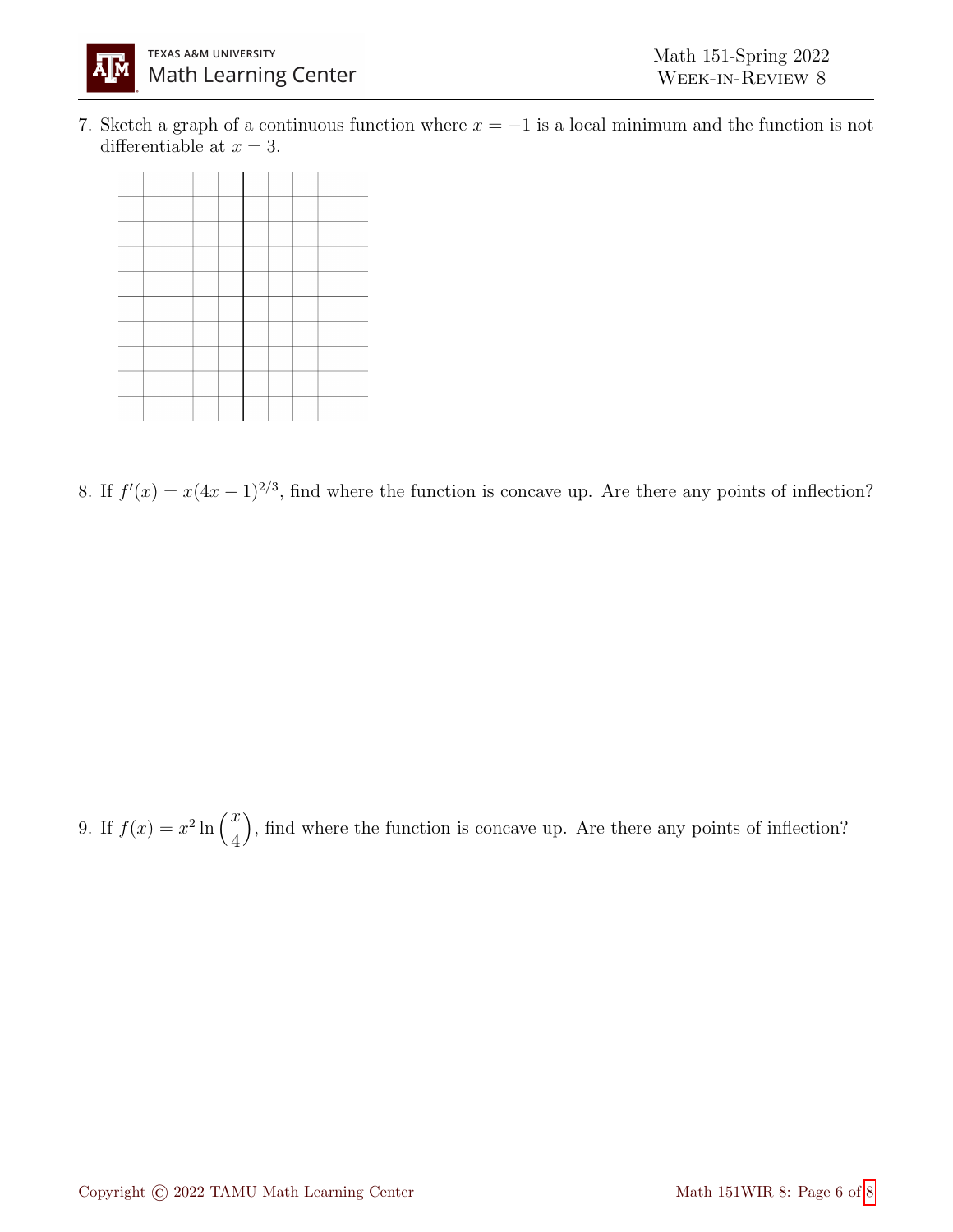7. Sketch a graph of a continuous function where $x = -1$ is a local minimum and the function is not differentiable at $x = 3$.

8. If $f'(x) = x(4x - 1)^{2/3}$, find where the function is concave up. Are there any points of inflection?

9. If $f(x) = x^2 \ln\left(\dfrac{x}{4}\right)$, find where the function is concave up. Are there any points of inflection?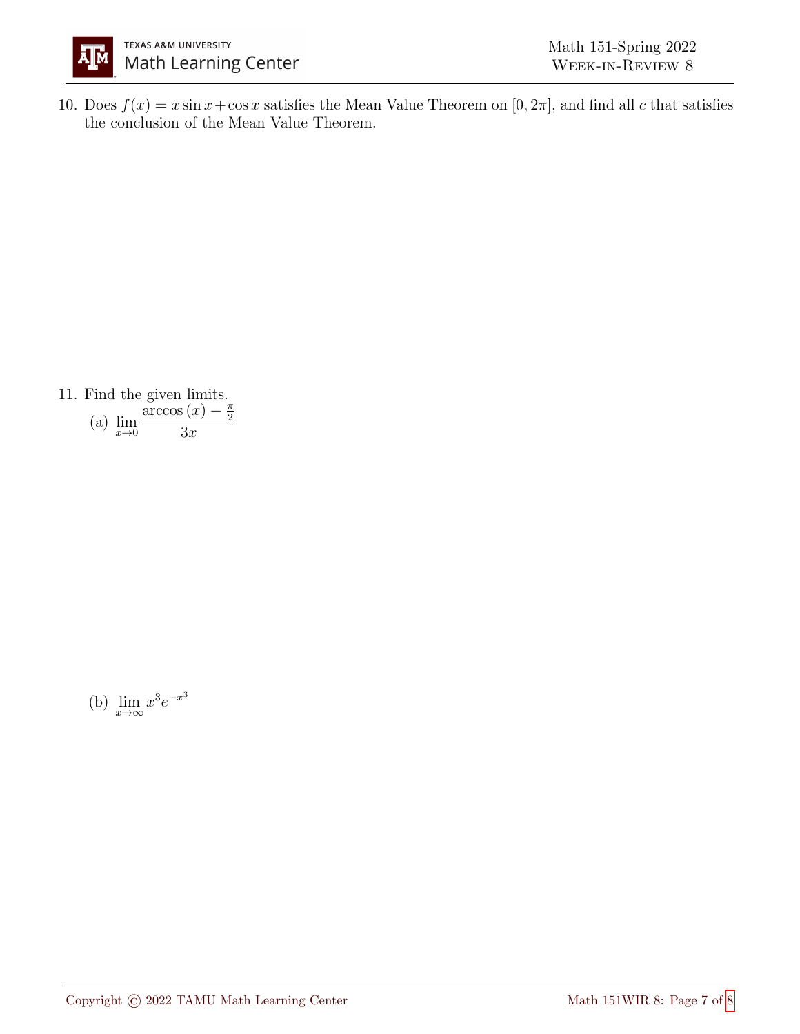10. Does $f(x) = x \sin x + \cos x$ satisfies the Mean Value Theorem on $[0, 2\pi]$, and find all $c$ that satisfies the conclusion of the Mean Value Theorem.

11. Find the given limits.

(a) $\displaystyle\lim_{x \to 0} \frac{\arccos(x) - \frac{\pi}{2}}{3x}$

(b) $\displaystyle\lim_{x \to \infty} x^3 e^{-x^3}$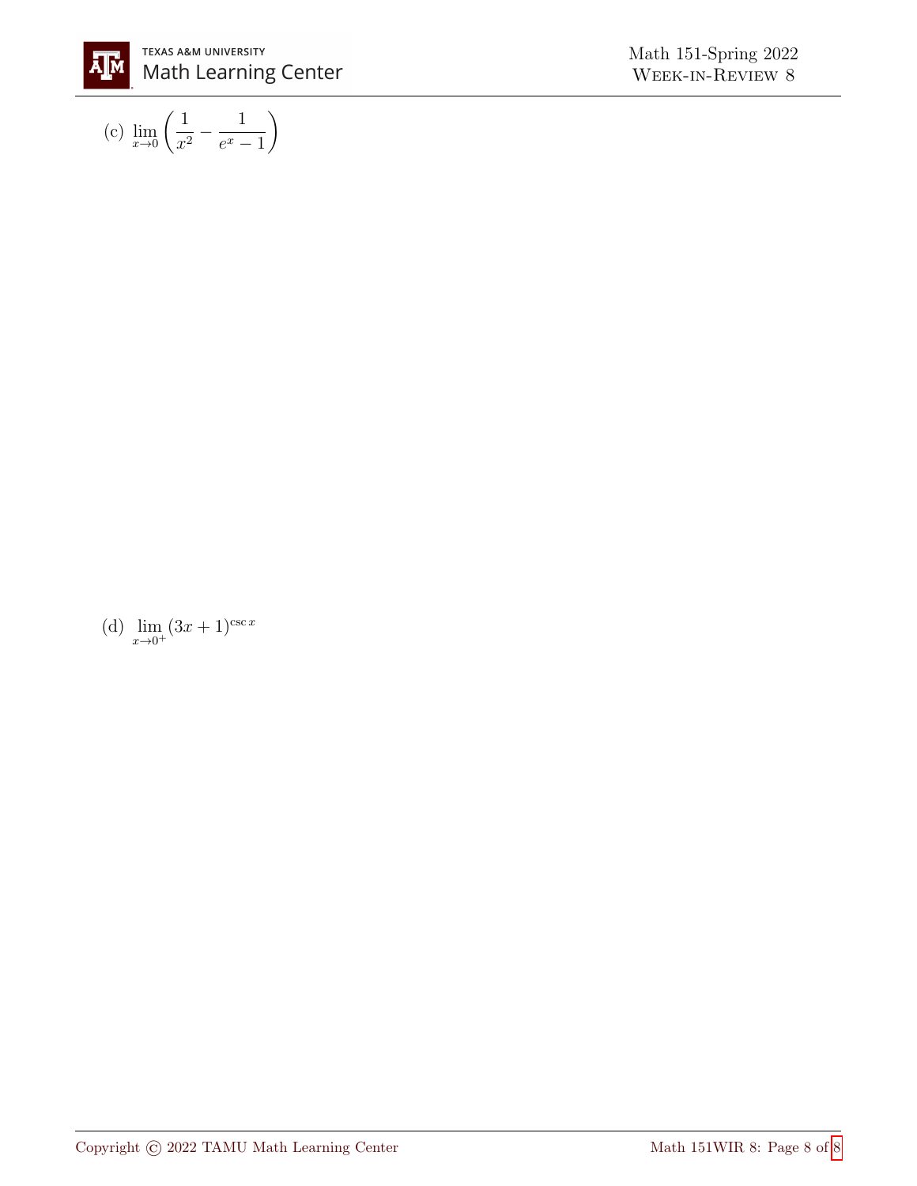(c) $\lim_{x \to 0} \left( \frac{1}{x^2} - \frac{1}{e^x - 1} \right)$

(d) $\lim_{x \to 0^+} (3x + 1)^{\csc x}$